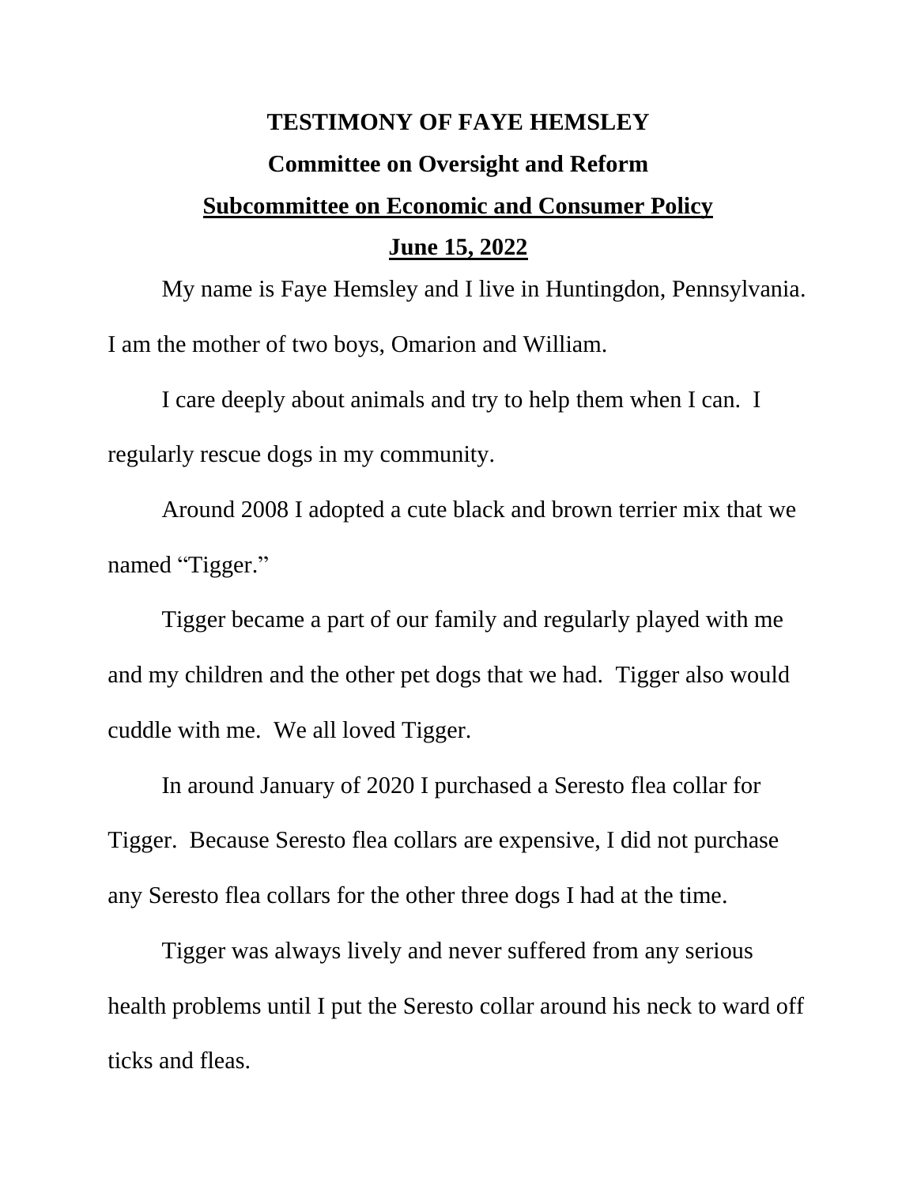# TESTIMONY OF FAYE HEMSLEY

## Committee on Oversight and Reform

## Subcommittee on Economic and Consumer Policy

## June 15, 2022

My name is Faye Hemsley and I live in Huntingdon, Pennsylvania. I am the mother of two boys, Omarion and William.

I care deeply about animals and try to help them when I can. I regularly rescue dogs in my community.

Around 2008 I adopted a cute black and brown terrier mix that we named "Tigger."

Tigger became a part of our family and regularly played with me and my children and the other pet dogs that we had. Tigger also would cuddle with me. We all loved Tigger.

In around January of 2020 I purchased a Seresto flea collar for Tigger. Because Seresto flea collars are expensive, I did not purchase any Seresto flea collars for the other three dogs I had at the time.

Tigger was always lively and never suffered from any serious health problems until I put the Seresto collar around his neck to ward off ticks and fleas.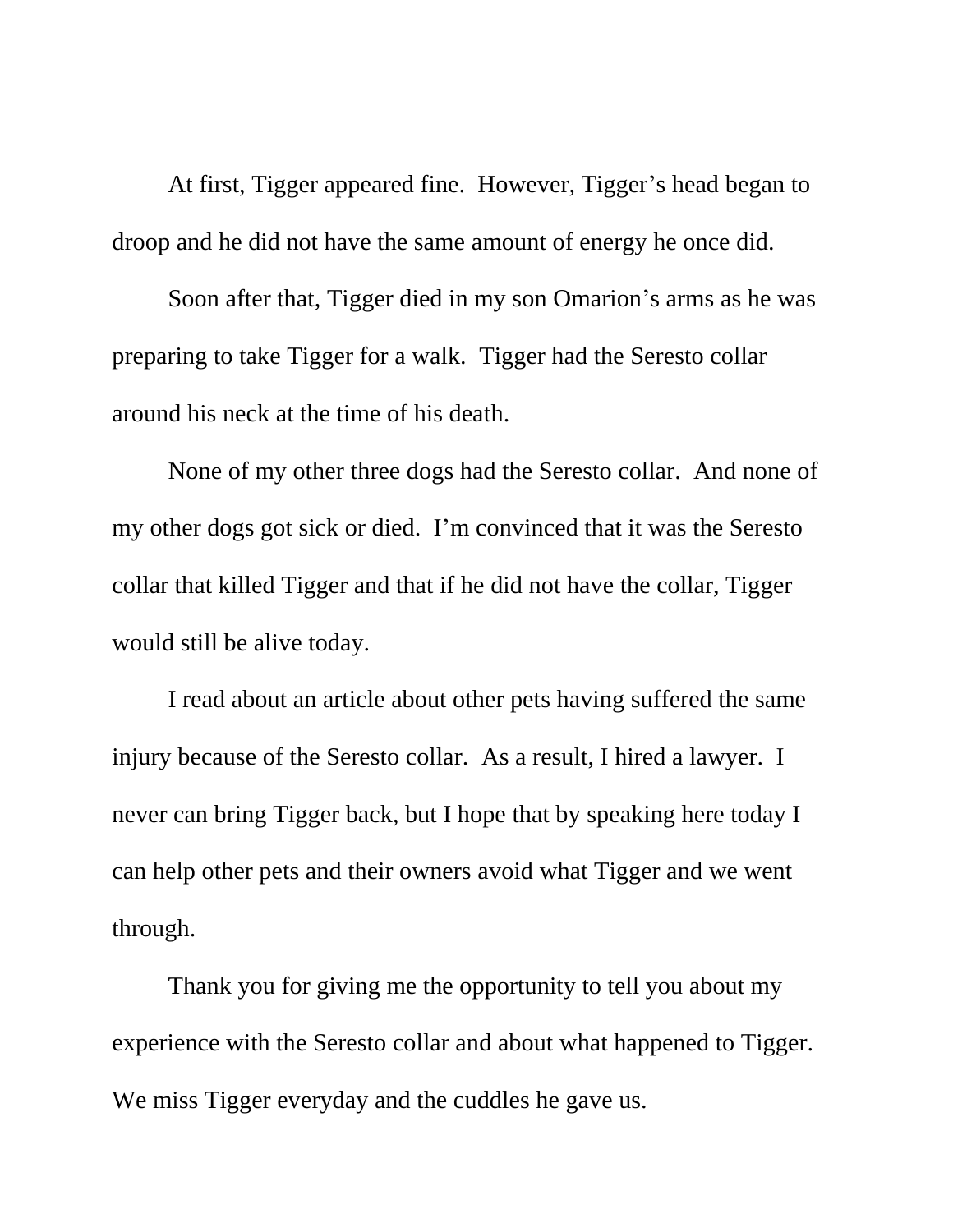At first, Tigger appeared fine. However, Tigger's head began to droop and he did not have the same amount of energy he once did.

Soon after that, Tigger died in my son Omarion's arms as he was preparing to take Tigger for a walk. Tigger had the Seresto collar around his neck at the time of his death.

None of my other three dogs had the Seresto collar. And none of my other dogs got sick or died. I'm convinced that it was the Seresto collar that killed Tigger and that if he did not have the collar, Tigger would still be alive today.

I read about an article about other pets having suffered the same injury because of the Seresto collar. As a result, I hired a lawyer. I never can bring Tigger back, but I hope that by speaking here today I can help other pets and their owners avoid what Tigger and we went through.

Thank you for giving me the opportunity to tell you about my experience with the Seresto collar and about what happened to Tigger. We miss Tigger everyday and the cuddles he gave us.